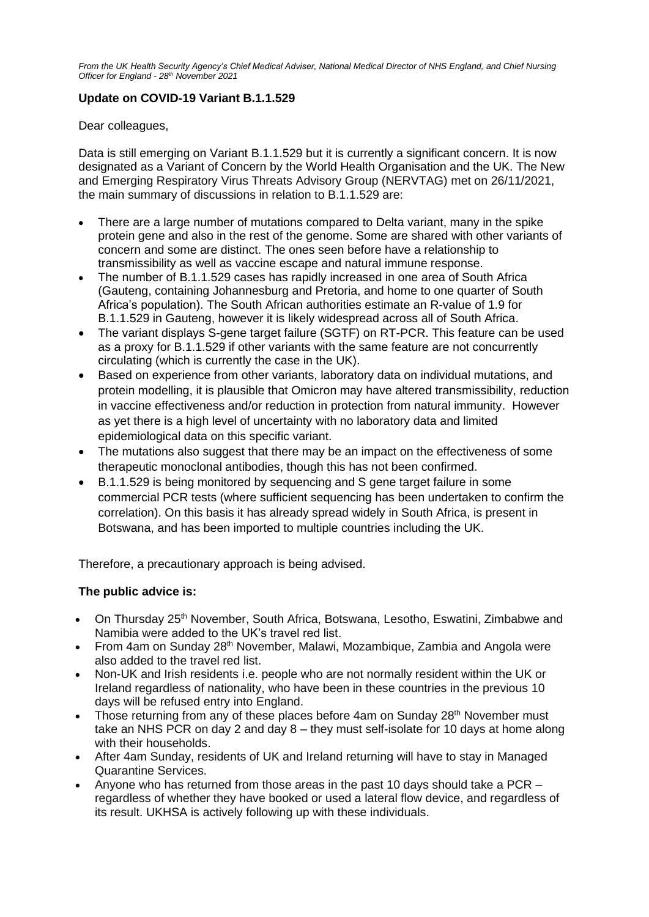*From the UK Health Security Agency's Chief Medical Adviser, National Medical Director of NHS England, and Chief Nursing Officer for England - 28th November 2021*

**Update on COVID-19 Variant B.1.1.529**

Dear colleagues,

Data is still emerging on Variant B.1.1.529 but it is currently a significant concern. It is now designated as a Variant of Concern by the World Health Organisation and the UK. The New and Emerging Respiratory Virus Threats Advisory Group (NERVTAG) met on 26/11/2021, the main summary of discussions in relation to B.1.1.529 are:

- There are a large number of mutations compared to Delta variant, many in the spike protein gene and also in the rest of the genome. Some are shared with other variants of concern and some are distinct. The ones seen before have a relationship to transmissibility as well as vaccine escape and natural immune response.
- The number of B.1.1.529 cases has rapidly increased in one area of South Africa (Gauteng, containing Johannesburg and Pretoria, and home to one quarter of South Africa's population). The South African authorities estimate an R-value of 1.9 for B.1.1.529 in Gauteng, however it is likely widespread across all of South Africa.
- The variant displays S-gene target failure (SGTF) on RT-PCR. This feature can be used as a proxy for B.1.1.529 if other variants with the same feature are not concurrently circulating (which is currently the case in the UK).
- Based on experience from other variants, laboratory data on individual mutations, and protein modelling, it is plausible that Omicron may have altered transmissibility, reduction in vaccine effectiveness and/or reduction in protection from natural immunity. However as yet there is a high level of uncertainty with no laboratory data and limited epidemiological data on this specific variant.
- The mutations also suggest that there may be an impact on the effectiveness of some therapeutic monoclonal antibodies, though this has not been confirmed.
- B.1.1.529 is being monitored by sequencing and S gene target failure in some commercial PCR tests (where sufficient sequencing has been undertaken to confirm the correlation). On this basis it has already spread widely in South Africa, is present in Botswana, and has been imported to multiple countries including the UK.

Therefore, a precautionary approach is being advised.

**The public advice is:**

- On Thursday 25th November, South Africa, Botswana, Lesotho, Eswatini, Zimbabwe and Namibia were added to the UK's travel red list.
- From 4am on Sunday 28th November, Malawi, Mozambique, Zambia and Angola were also added to the travel red list.
- Non-UK and Irish residents i.e. people who are not normally resident within the UK or Ireland regardless of nationality, who have been in these countries in the previous 10 days will be refused entry into England.
- Those returning from any of these places before 4am on Sunday 28th November must take an NHS PCR on day 2 and day 8 – they must self-isolate for 10 days at home along with their households.
- After 4am Sunday, residents of UK and Ireland returning will have to stay in Managed Quarantine Services.
- Anyone who has returned from those areas in the past 10 days should take a PCR – regardless of whether they have booked or used a lateral flow device, and regardless of its result. UKHSA is actively following up with these individuals.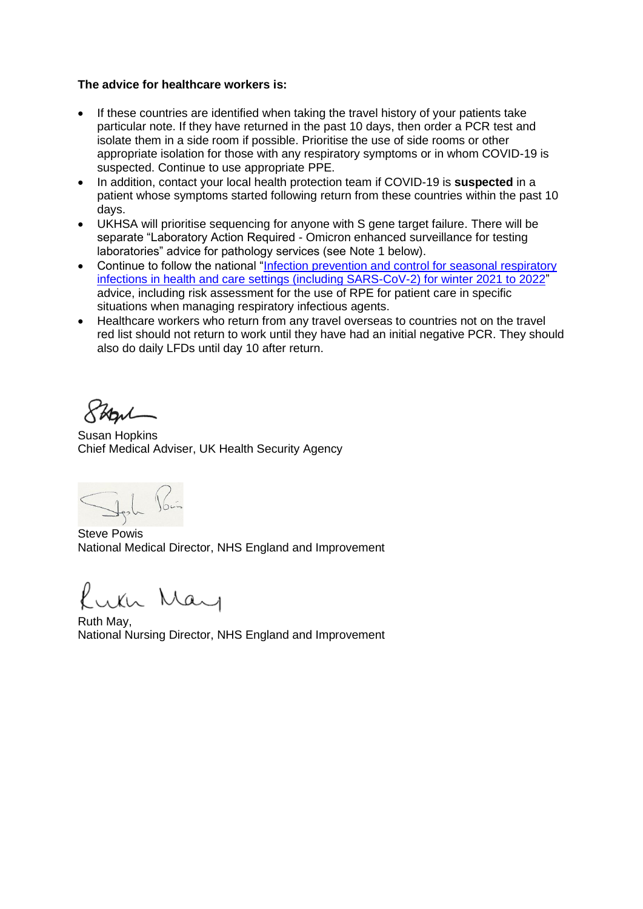**The advice for healthcare workers is:**

- If these countries are identified when taking the travel history of your patients take particular note. If they have returned in the past 10 days, then order a PCR test and isolate them in a side room if possible. Prioritise the use of side rooms or other appropriate isolation for those with any respiratory symptoms or in whom COVID-19 is suspected. Continue to use appropriate PPE.
- In addition, contact your local health protection team if COVID-19 is **suspected** in a patient whose symptoms started following return from these countries within the past 10 days.
- UKHSA will prioritise sequencing for anyone with S gene target failure. There will be separate "Laboratory Action Required - Omicron enhanced surveillance for testing laboratories" advice for pathology services (see Note 1 below).
- Continue to follow the national "Infection prevention and control for seasonal respiratory infections in health and care settings (including SARS-CoV-2) for winter 2021 to 2022" advice, including risk assessment for the use of RPE for patient care in specific situations when managing respiratory infectious agents.
- Healthcare workers who return from any travel overseas to countries not on the travel red list should not return to work until they have had an initial negative PCR. They should also do daily LFDs until day 10 after return.

Susan Hopkins
Chief Medical Adviser, UK Health Security Agency

Steve Powis
National Medical Director, NHS England and Improvement

Ruth May,
National Nursing Director, NHS England and Improvement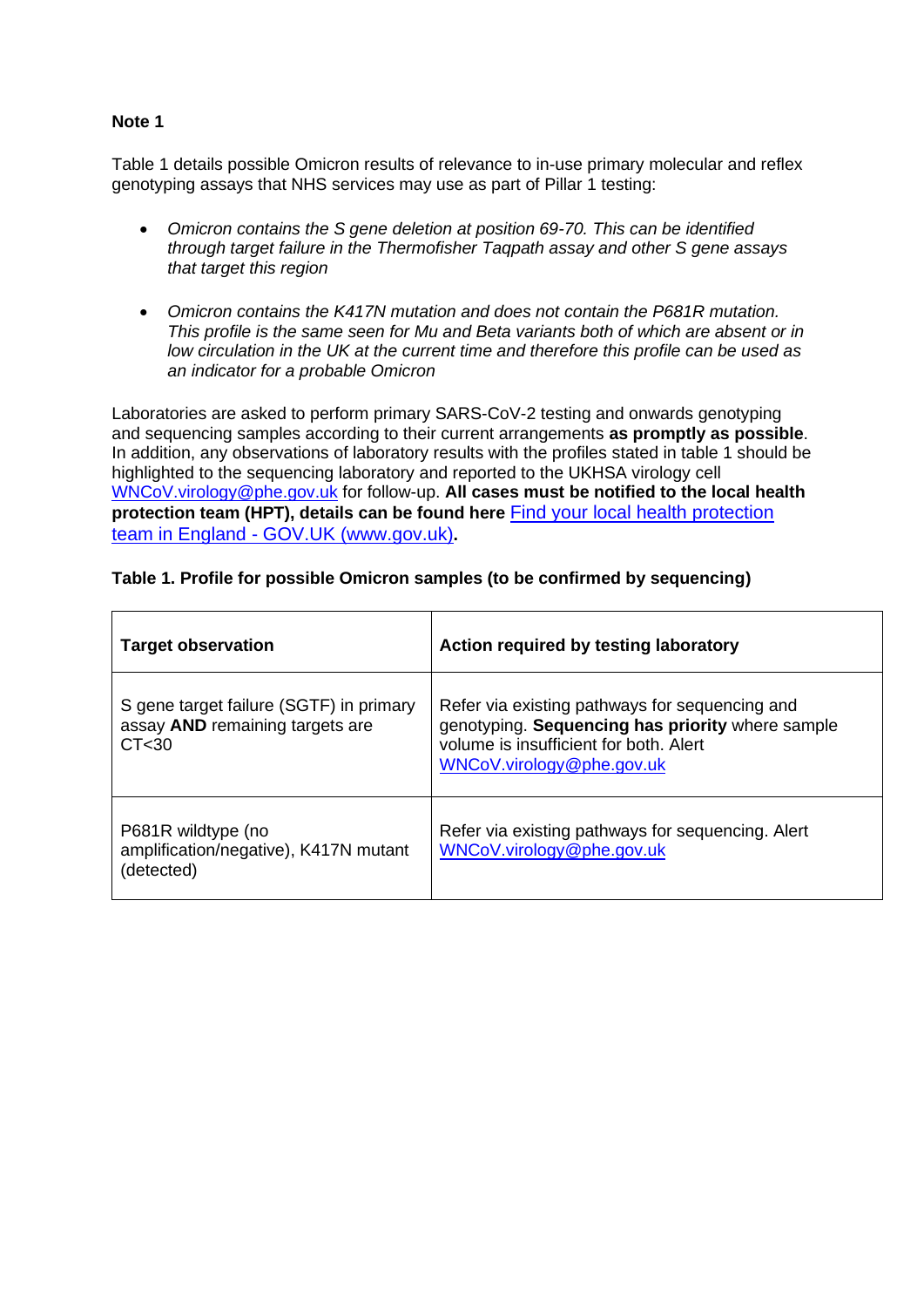**Note 1**

Table 1 details possible Omicron results of relevance to in-use primary molecular and reflex genotyping assays that NHS services may use as part of Pillar 1 testing:

- *Omicron contains the S gene deletion at position 69-70. This can be identified through target failure in the Thermofisher Taqpath assay and other S gene assays that target this region*
- *Omicron contains the K417N mutation and does not contain the P681R mutation. This profile is the same seen for Mu and Beta variants both of which are absent or in low circulation in the UK at the current time and therefore this profile can be used as an indicator for a probable Omicron*

Laboratories are asked to perform primary SARS-CoV-2 testing and onwards genotyping and sequencing samples according to their current arrangements **as promptly as possible**. In addition, any observations of laboratory results with the profiles stated in table 1 should be highlighted to the sequencing laboratory and reported to the UKHSA virology cell WNCoV.virology@phe.gov.uk for follow-up. **All cases must be notified to the local health protection team (HPT), details can be found here** Find your local health protection team in England - GOV.UK (www.gov.uk)**.**

**Table 1. Profile for possible Omicron samples (to be confirmed by sequencing)**

| **Target observation** | **Action required by testing laboratory** |
|---|---|
| S gene target failure (SGTF) in primary assay **AND** remaining targets are CT<30 | Refer via existing pathways for sequencing and genotyping. **Sequencing has priority** where sample volume is insufficient for both. Alert WNCoV.virology@phe.gov.uk |
| P681R wildtype (no amplification/negative), K417N mutant (detected) | Refer via existing pathways for sequencing. Alert WNCoV.virology@phe.gov.uk |